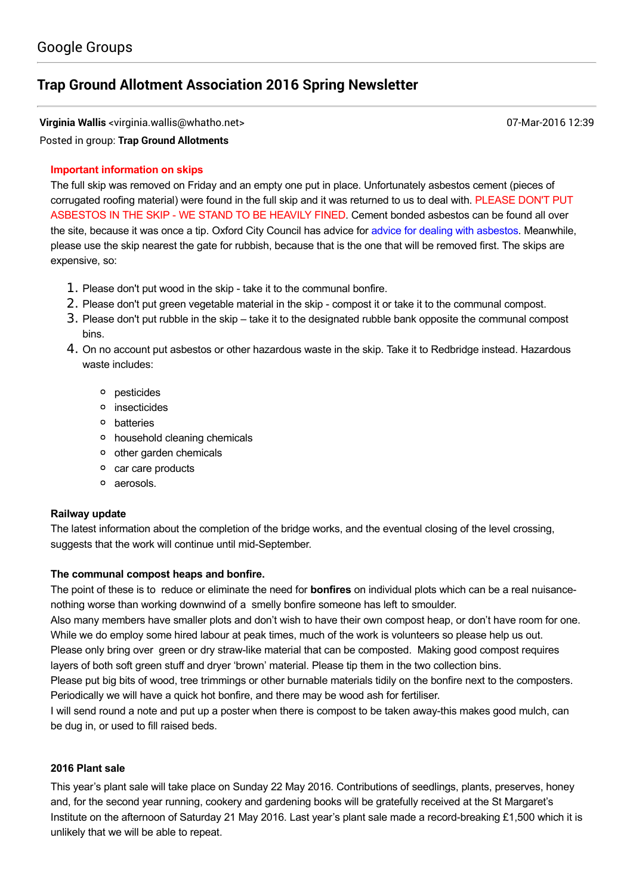Google Groups

# Trap Ground Allotment Association 2016 Spring Newsletter

**Virginia Wallis** <virginia.wallis@whatho.net> 07-Mar-2016 12:39

Posted in group: **Trap Ground Allotments**

### Important information on skips

The full skip was removed on Friday and an empty one put in place. Unfortunately asbestos cement (pieces of corrugated roofing material) were found in the full skip and it was returned to us to deal with. PLEASE DON'T PUT ASBESTOS IN THE SKIP - WE STAND TO BE HEAVILY FINED. Cement bonded asbestos can be found all over the site, because it was once a tip. Oxford City Council has advice for advice for dealing with asbestos. Meanwhile, please use the skip nearest the gate for rubbish, because that is the one that will be removed first. The skips are expensive, so:

1. Please don't put wood in the skip - take it to the communal bonfire.
2. Please don't put green vegetable material in the skip - compost it or take it to the communal compost.
3. Please don't put rubble in the skip – take it to the designated rubble bank opposite the communal compost bins.
4. On no account put asbestos or other hazardous waste in the skip. Take it to Redbridge instead. Hazardous waste includes:
   - pesticides
   - insecticides
   - batteries
   - household cleaning chemicals
   - other garden chemicals
   - car care products
   - aerosols.

### Railway update

The latest information about the completion of the bridge works, and the eventual closing of the level crossing, suggests that the work will continue until mid-September.

### The communal compost heaps and bonfire.

The point of these is to reduce or eliminate the need for **bonfires** on individual plots which can be a real nuisance-nothing worse than working downwind of a smelly bonfire someone has left to smoulder.

Also many members have smaller plots and don't wish to have their own compost heap, or don't have room for one. While we do employ some hired labour at peak times, much of the work is volunteers so please help us out.

Please only bring over green or dry straw-like material that can be composted. Making good compost requires layers of both soft green stuff and dryer 'brown' material. Please tip them in the two collection bins.

Please put big bits of wood, tree trimmings or other burnable materials tidily on the bonfire next to the composters. Periodically we will have a quick hot bonfire, and there may be wood ash for fertiliser.

I will send round a note and put up a poster when there is compost to be taken away-this makes good mulch, can be dug in, or used to fill raised beds.

### 2016 Plant sale

This year's plant sale will take place on Sunday 22 May 2016. Contributions of seedlings, plants, preserves, honey and, for the second year running, cookery and gardening books will be gratefully received at the St Margaret's Institute on the afternoon of Saturday 21 May 2016. Last year's plant sale made a record-breaking £1,500 which it is unlikely that we will be able to repeat.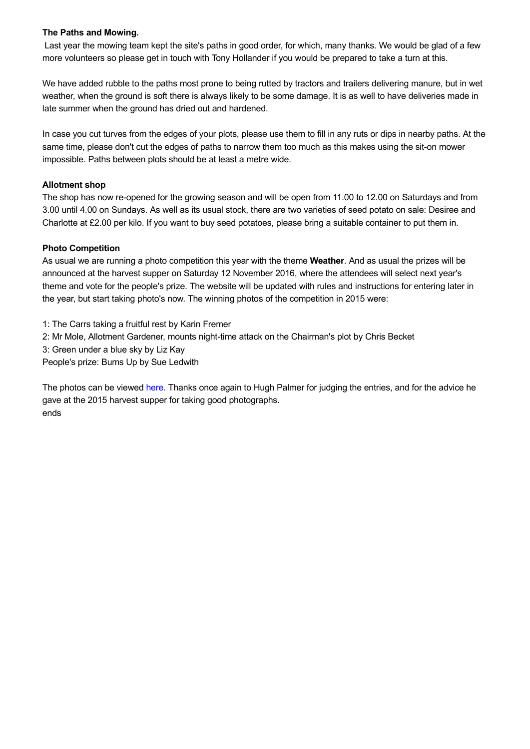**The Paths and Mowing.**

Last year the mowing team kept the site's paths in good order, for which, many thanks. We would be glad of a few more volunteers so please get in touch with Tony Hollander if you would be prepared to take a turn at this.

We have added rubble to the paths most prone to being rutted by tractors and trailers delivering manure, but in wet weather, when the ground is soft there is always likely to be some damage. It is as well to have deliveries made in late summer when the ground has dried out and hardened.

In case you cut turves from the edges of your plots, please use them to fill in any ruts or dips in nearby paths. At the same time, please don't cut the edges of paths to narrow them too much as this makes using the sit-on mower impossible. Paths between plots should be at least a metre wide.

**Allotment shop**

The shop has now re-opened for the growing season and will be open from 11.00 to 12.00 on Saturdays and from 3.00 until 4.00 on Sundays. As well as its usual stock, there are two varieties of seed potato on sale: Desiree and Charlotte at £2.00 per kilo. If you want to buy seed potatoes, please bring a suitable container to put them in.

**Photo Competition**

As usual we are running a photo competition this year with the theme **Weather**. And as usual the prizes will be announced at the harvest supper on Saturday 12 November 2016, where the attendees will select next year's theme and vote for the people's prize. The website will be updated with rules and instructions for entering later in the year, but start taking photo's now. The winning photos of the competition in 2015 were:

1: The Carrs taking a fruitful rest by Karin Fremer
2: Mr Mole, Allotment Gardener, mounts night-time attack on the Chairman's plot by Chris Becket
3: Green under a blue sky by Liz Kay
People's prize: Bums Up by Sue Ledwith

The photos can be viewed here. Thanks once again to Hugh Palmer for judging the entries, and for the advice he gave at the 2015 harvest supper for taking good photographs.
ends